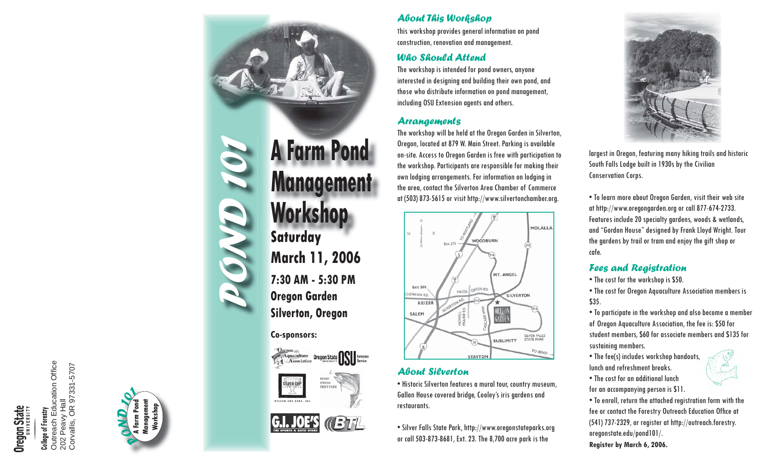Oregon State University

College of Forestry
Outreach Education Office
202 Peavy Hall
Corvallis, OR 97331-5707

POND 101 — A Farm Pond Management Workshop

# POND 101

# A Farm Pond Management Workshop

**Saturday**
**March 11, 2006**
**7:30 AM - 5:30 PM**
**Oregon Garden**
**Silverton, Oregon**

**Co-sponsors:**

Oregon Aquaculture Association
Oregon State University OSU Extension Service
Silver Cup — Nelson and Sons, Inc.
Desert Springs Trout Farm
G.I. Joe's — The Sports & Auto Store
BTL

## About This Workshop

This workshop provides general information on pond construction, renovation and management.

## Who Should Attend

The workshop is intended for pond owners, anyone interested in designing and building their own pond, and those who distribute information on pond management, including OSU Extension agents and others.

## Arrangements

The workshop will be held at the Oregon Garden in Silverton, Oregon, located at 879 W. Main Street. Parking is available on-site. Access to Oregon Garden is free with participation to the workshop. Participants are responsible for making their own lodging arrangements. For information on lodging in the area, contact the Silverton Area Chamber of Commerce at (503) 873-5615 or visit http://www.silvertonchamber.org.

## About Silverton

• Historic Silverton features a mural tour, country museum, Gallon House covered bridge, Cooley's iris gardens and restaurants.

• Silver Falls State Park, http://www.oregonstateparks.org or call 503-873-8681, Ext. 23. The 8,700 acre park is the largest in Oregon, featuring many hiking trails and historic South Falls Lodge built in 1930s by the Civilian Conservation Corps.

• To learn more about Oregon Garden, visit their web site at http://www.oregongarden.org or call 877-674-2733. Features include 20 specialty gardens, woods & wetlands, and "Gordon House" designed by Frank Lloyd Wright. Tour the gardens by trail or tram and enjoy the gift shop or cafe.

## Fees and Registration

• The cost for the workshop is $50.
• The cost for Oregon Aquaculture Association members is $35.
• To participate in the workshop and also become a member of Oregon Aquaculture Association, the fee is: $50 for student members, $60 for associate members and $135 for sustaining members.
• The fee(s) includes workshop handouts, lunch and refreshment breaks.
• The cost for an additional lunch for an accompanying person is $11.
• To enroll, return the attached registration form with the fee or contact the Forestry Outreach Education Office at (541) 737-2329, or register at http://outreach.forestry.oregonstate.edu/pond101/.

**Register by March 6, 2006.**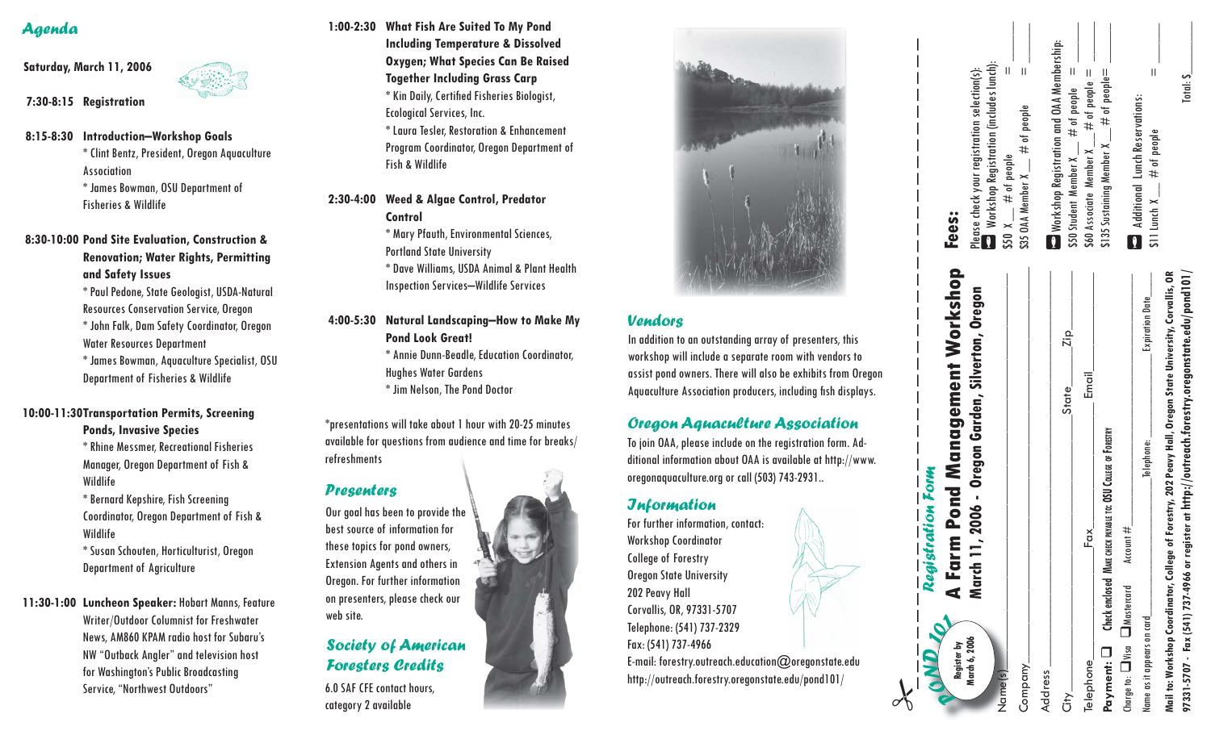## Agenda

**Saturday, March 11, 2006**

**7:30-8:15 Registration**

**8:15-8:30 Introduction—Workshop Goals**
* Clint Bentz, President, Oregon Aquaculture Association
* James Bowman, OSU Department of Fisheries & Wildlife

**8:30-10:00 Pond Site Evaluation, Construction & Renovation; Water Rights, Permitting and Safety Issues**
* Paul Pedone, State Geologist, USDA-Natural Resources Conservation Service, Oregon
* John Falk, Dam Safety Coordinator, Oregon Water Resources Department
* James Bowman, Aquaculture Specialist, OSU Department of Fisheries & Wildlife

**10:00-11:30 Transportation Permits, Screening Ponds, Invasive Species**
* Rhine Messmer, Recreational Fisheries Manager, Oregon Department of Fish & Wildlife
* Bernard Kepshire, Fish Screening Coordinator, Oregon Department of Fish & Wildlife
* Susan Schouten, Horticulturist, Oregon Department of Agriculture

**11:30-1:00 Luncheon Speaker:** Hobart Manns, Feature Writer/Outdoor Columnist for Freshwater News, AM860 KPAM radio host for Subaru's NW "Outback Angler" and television host for Washington's Public Broadcasting Service, "Northwest Outdoors"

**1:00-2:30 What Fish Are Suited To My Pond Including Temperature & Dissolved Oxygen; What Species Can Be Raised Together Including Grass Carp**
* Kin Daily, Certified Fisheries Biologist, Ecological Services, Inc.
* Laura Tesler, Restoration & Enhancement Program Coordinator, Oregon Department of Fish & Wildlife

**2:30-4:00 Weed & Algae Control, Predator Control**
* Mary Pfauth, Environmental Sciences, Portland State University
* Dave Williams, USDA Animal & Plant Health Inspection Services—Wildlife Services

**4:00-5:30 Natural Landscaping—How to Make My Pond Look Great!**
* Annie Dunn-Beadle, Education Coordinator, Hughes Water Gardens
* Jim Nelson, The Pond Doctor

*presentations will take about 1 hour with 20-25 minutes available for questions from audience and time for breaks/refreshments

## Presenters

Our goal has been to provide the best source of information for these topics for pond owners, Extension Agents and others in Oregon. For further information on presenters, please check our web site.

## Society of American Foresters Credits

6.0 SAF CFE contact hours, category 2 available

## Vendors

In addition to an outstanding array of presenters, this workshop will include a separate room with vendors to assist pond owners. There will also be exhibits from Oregon Aquaculture Association producers, including fish displays.

## Oregon Aquaculture Association

To join OAA, please include on the registration form. Additional information about OAA is available at http://www.oregonaquaculture.org or call (503) 743-2931..

## Information

For further information, contact:
Workshop Coordinator
College of Forestry
Oregon State University
202 Peavy Hall
Corvallis, OR, 97331-5707
Telephone: (541) 737-2329
Fax: (541) 737-4966
E-mail: forestry.outreach.education@oregonstate.edu
http://outreach.forestry.oregonstate.edu/pond101/

---

## POND 101 Registration Form

**Register by March 6, 2006**

# A Farm Pond Management Workshop

**March 11, 2006 - Oregon Garden, Silverton, Oregon**

Name(s) ____________________

Company ____________________

Address ____________________

City ____________ State ______ Zip ______

Telephone ____________ Fax ____________ Email ____________

**Payment:** ☐ Check enclosed MAKE CHECK PAYABLE TO: **OSU COLLEGE OF FORESTRY**

Charge to: ☐ Visa ☐ Mastercard Account # ____________

Name as it appears on card ____________ Telephone: ____________ Expiration Date ____________

**Mail to: Workshop Coordinator, College of Forestry, 202 Peavy Hall, Oregon State University, Corvallis, OR 97331-5707 - Fax (541) 737-4966 or register at http://outreach.forestry.oregonstate.edu/pond101/**

## Fees:

Please check your registration selection(s):

☐ Workshop Registration (includes lunch):
$50 X ___ # of people = ______
$35 OAA Member X ___ # of people = ______

☐ Workshop Registration and OAA Membership:
$50 Student Member X ___ # of people = ______
$60 Associate Member X ___ # of people = ______
$135 Sustaining Member X ___ # of people = ______

☐ Additional Lunch Reservations:
$11 Lunch X ___ # of people = ______

Total: $______